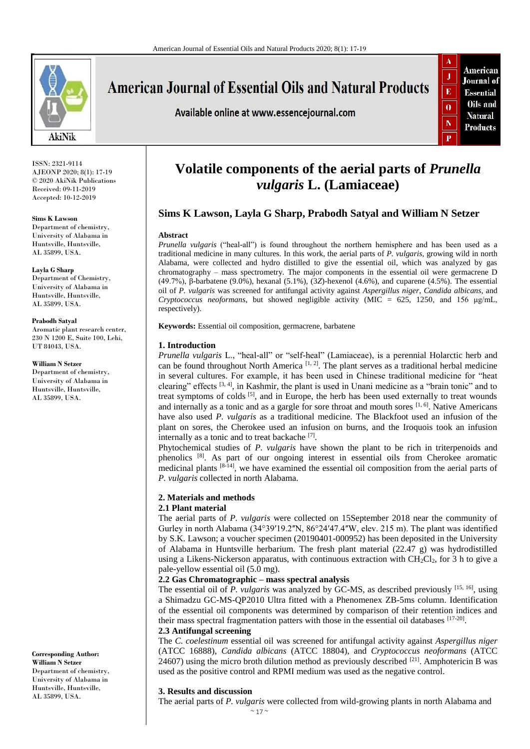ISSN: 2321-9114
AJEONP 2020; 8(1): 17-19
© 2020 AkiNik Publications
Received: 09-11-2019
Accepted: 10-12-2019

**Sims K Lawson**
Department of chemistry, University of Alabama in Huntsville, Huntsville, AL 35899, USA.

**Layla G Sharp**
Department of Chemistry, University of Alabama in Huntsville, Huntsville, AL 35899, USA.

**Prabodh Satyal**
Aromatic plant research center, 230 N 1200 E, Suite 100, Lehi, UT 84043, USA.

**William N Setzer**
Department of chemistry, University of Alabama in Huntsville, Huntsville, AL 35899, USA.

**Corresponding Author:**
**William N Setzer**
Department of chemistry, University of Alabama in Huntsville, Huntsville, AL 35899, USA.

# Volatile components of the aerial parts of *Prunella vulgaris* L. (Lamiaceae)

## Sims K Lawson, Layla G Sharp, Prabodh Satyal and William N Setzer

### Abstract

*Prunella vulgaris* ("heal-all") is found throughout the northern hemisphere and has been used as a traditional medicine in many cultures. In this work, the aerial parts of *P. vulgaris*, growing wild in north Alabama, were collected and hydro distilled to give the essential oil, which was analyzed by gas chromatography – mass spectrometry. The major components in the essential oil were germacrene D (49.7%), β-barbatene (9.0%), hexanal (5.1%), (3*Z*)-hexenol (4.6%), and cuparene (4.5%). The essential oil of *P. vulgaris* was screened for antifungal activity against *Aspergillus niger*, *Candida albicans*, and *Cryptococcus neoformans*, but showed negligible activity (MIC = 625, 1250, and 156 μg/mL, respectively).

**Keywords:** Essential oil composition, germacrene, barbatene

### 1. Introduction

*Prunella vulgaris* L., "heal-all" or "self-heal" (Lamiaceae), is a perennial Holarctic herb and can be found throughout North America [1, 2]. The plant serves as a traditional herbal medicine in several cultures. For example, it has been used in Chinese traditional medicine for "heat clearing" effects [3, 4], in Kashmir, the plant is used in Unani medicine as a "brain tonic" and to treat symptoms of colds [5], and in Europe, the herb has been used externally to treat wounds and internally as a tonic and as a gargle for sore throat and mouth sores [1, 6]. Native Americans have also used *P. vulgaris* as a traditional medicine. The Blackfoot used an infusion of the plant on sores, the Cherokee used an infusion on burns, and the Iroquois took an infusion internally as a tonic and to treat backache [7].

Phytochemical studies of *P. vulgaris* have shown the plant to be rich in triterpenoids and phenolics [8]. As part of our ongoing interest in essential oils from Cherokee aromatic medicinal plants [8-14], we have examined the essential oil composition from the aerial parts of *P. vulgaris* collected in north Alabama.

### 2. Materials and methods

#### 2.1 Plant material

The aerial parts of *P. vulgaris* were collected on 15September 2018 near the community of Gurley in north Alabama (34°39′19.2″N, 86°24′47.4″W, elev. 215 m). The plant was identified by S.K. Lawson; a voucher specimen (20190401-000952) has been deposited in the University of Alabama in Huntsville herbarium. The fresh plant material (22.47 g) was hydrodistilled using a Likens-Nickerson apparatus, with continuous extraction with $CH_2Cl_2$, for 3 h to give a pale-yellow essential oil (5.0 mg).

#### 2.2 Gas Chromatographic – mass spectral analysis

The essential oil of *P. vulgaris* was analyzed by GC-MS, as described previously [15, 16], using a Shimadzu GC-MS-QP2010 Ultra fitted with a Phenomenex ZB-5ms column. Identification of the essential oil components was determined by comparison of their retention indices and their mass spectral fragmentation patters with those in the essential oil databases [17-20].

#### 2.3 Antifungal screening

The *C. coelestinum* essential oil was screened for antifungal activity against *Aspergillus niger* (ATCC 16888), *Candida albicans* (ATCC 18804), and *Cryptococcus neoformans* (ATCC 24607) using the micro broth dilution method as previously described [21]. Amphotericin B was used as the positive control and RPMI medium was used as the negative control.

### 3. Results and discussion

The aerial parts of *P. vulgaris* were collected from wild-growing plants in north Alabama and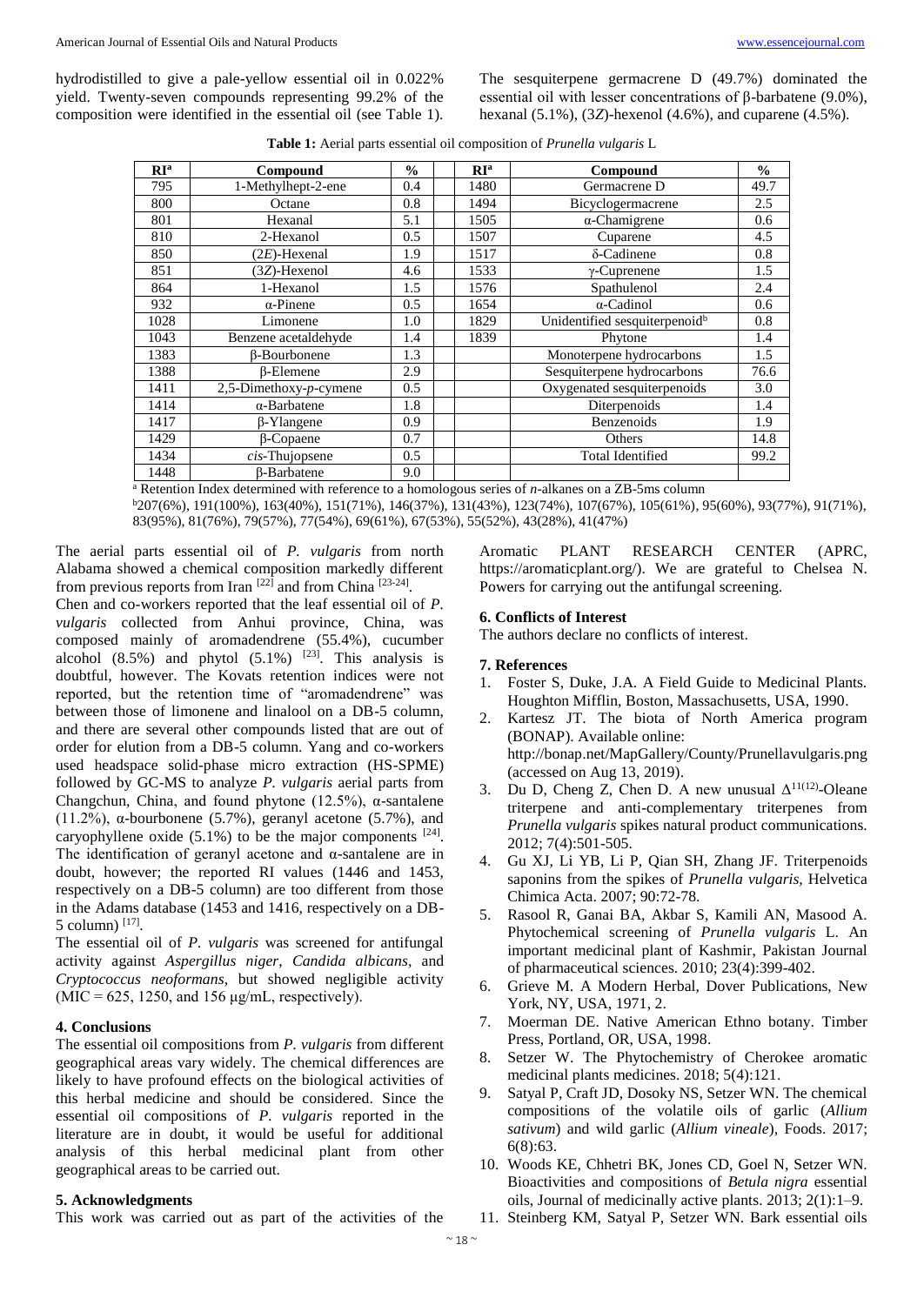hydrodistilled to give a pale-yellow essential oil in 0.022% yield. Twenty-seven compounds representing 99.2% of the composition were identified in the essential oil (see Table 1). The sesquiterpene germacrene D (49.7%) dominated the essential oil with lesser concentrations of β-barbatene (9.0%), hexanal (5.1%), (3*Z*)-hexenol (4.6%), and cuparene (4.5%).

**Table 1:** Aerial parts essential oil composition of *Prunella vulgaris* L

| RI[a] | Compound | % | RI[a] | Compound | % |
|---|---|---|---|---|---|
| 795 | 1-Methylhept-2-ene | 0.4 | 1480 | Germacrene D | 49.7 |
| 800 | Octane | 0.8 | 1494 | Bicyclogermacrene | 2.5 |
| 801 | Hexanal | 5.1 | 1505 | α-Chamigrene | 0.6 |
| 810 | 2-Hexanol | 0.5 | 1507 | Cuparene | 4.5 |
| 850 | (2*E*)-Hexenal | 1.9 | 1517 | δ-Cadinene | 0.8 |
| 851 | (3*Z*)-Hexenol | 4.6 | 1533 | γ-Cuprenene | 1.5 |
| 864 | 1-Hexanol | 1.5 | 1576 | Spathulenol | 2.4 |
| 932 | α-Pinene | 0.5 | 1654 | α-Cadinol | 0.6 |
| 1028 | Limonene | 1.0 | 1829 | Unidentified sesquiterpenoid[b] | 0.8 |
| 1043 | Benzene acetaldehyde | 1.4 | 1839 | Phytone | 1.4 |
| 1383 | β-Bourbonene | 1.3 | | Monoterpene hydrocarbons | 1.5 |
| 1388 | β-Elemene | 2.9 | | Sesquiterpene hydrocarbons | 76.6 |
| 1411 | 2,5-Dimethoxy-*p*-cymene | 0.5 | | Oxygenated sesquiterpenoids | 3.0 |
| 1414 | α-Barbatene | 1.8 | | Diterpenoids | 1.4 |
| 1417 | β-Ylangene | 0.9 | | Benzenoids | 1.9 |
| 1429 | β-Copaene | 0.7 | | Others | 14.8 |
| 1434 | *cis*-Thujopsene | 0.5 | | Total Identified | 99.2 |
| 1448 | β-Barbatene | 9.0 | | | |

[a] Retention Index determined with reference to a homologous series of *n*-alkanes on a ZB-5ms column
[b] 207(6%), 191(100%), 163(40%), 151(71%), 146(37%), 131(43%), 123(74%), 107(67%), 105(61%), 95(60%), 93(77%), 91(71%), 83(95%), 81(76%), 79(57%), 77(54%), 69(61%), 67(53%), 55(52%), 43(28%), 41(47%)

The aerial parts essential oil of *P. vulgaris* from north Alabama showed a chemical composition markedly different from previous reports from Iran [22] and from China [23-24].

Chen and co-workers reported that the leaf essential oil of *P. vulgaris* collected from Anhui province, China, was composed mainly of aromadendrene (55.4%), cucumber alcohol (8.5%) and phytol (5.1%) [23]. This analysis is doubtful, however. The Kovats retention indices were not reported, but the retention time of "aromadendrene" was between those of limonene and linalool on a DB-5 column, and there are several other compounds listed that are out of order for elution from a DB-5 column. Yang and co-workers used headspace solid-phase micro extraction (HS-SPME) followed by GC-MS to analyze *P. vulgaris* aerial parts from Changchun, China, and found phytone (12.5%), α-santalene (11.2%), α-bourbonene (5.7%), geranyl acetone (5.7%), and caryophyllene oxide (5.1%) to be the major components [24]. The identification of geranyl acetone and α-santalene are in doubt, however; the reported RI values (1446 and 1453, respectively on a DB-5 column) are too different from those in the Adams database (1453 and 1416, respectively on a DB-5 column) [17].

The essential oil of *P. vulgaris* was screened for antifungal activity against *Aspergillus niger*, *Candida albicans*, and *Cryptococcus neoformans*, but showed negligible activity (MIC = 625, 1250, and 156 μg/mL, respectively).

## 4. Conclusions

The essential oil compositions from *P. vulgaris* from different geographical areas vary widely. The chemical differences are likely to have profound effects on the biological activities of this herbal medicine and should be considered. Since the essential oil compositions of *P. vulgaris* reported in the literature are in doubt, it would be useful for additional analysis of this herbal medicinal plant from other geographical areas to be carried out.

## 5. Acknowledgments

This work was carried out as part of the activities of the Aromatic PLANT RESEARCH CENTER (APRC, https://aromaticplant.org/). We are grateful to Chelsea N. Powers for carrying out the antifungal screening.

## 6. Conflicts of Interest

The authors declare no conflicts of interest.

## 7. References

1. Foster S, Duke, J.A. A Field Guide to Medicinal Plants. Houghton Mifflin, Boston, Massachusetts, USA, 1990.
2. Kartesz JT. The biota of North America program (BONAP). Available online: http://bonap.net/MapGallery/County/Prunellavulgaris.png (accessed on Aug 13, 2019).
3. Du D, Cheng Z, Chen D. A new unusual $\Delta^{11(12)}$-Oleane triterpene and anti-complementary triterpenes from *Prunella vulgaris* spikes natural product communications. 2012; 7(4):501-505.
4. Gu XJ, Li YB, Li P, Qian SH, Zhang JF. Triterpenoids saponins from the spikes of *Prunella vulgaris,* Helvetica Chimica Acta. 2007; 90:72-78.
5. Rasool R, Ganai BA, Akbar S, Kamili AN, Masood A. Phytochemical screening of *Prunella vulgaris* L. An important medicinal plant of Kashmir, Pakistan Journal of pharmaceutical sciences. 2010; 23(4):399-402.
6. Grieve M. A Modern Herbal, Dover Publications, New York, NY, USA, 1971, 2.
7. Moerman DE. Native American Ethno botany. Timber Press, Portland, OR, USA, 1998.
8. Setzer W. The Phytochemistry of Cherokee aromatic medicinal plants medicines. 2018; 5(4):121.
9. Satyal P, Craft JD, Dosoky NS, Setzer WN. The chemical compositions of the volatile oils of garlic (*Allium sativum*) and wild garlic (*Allium vineale*), Foods. 2017; 6(8):63.
10. Woods KE, Chhetri BK, Jones CD, Goel N, Setzer WN. Bioactivities and compositions of *Betula nigra* essential oils, Journal of medicinally active plants. 2013; 2(1):1–9.
11. Steinberg KM, Satyal P, Setzer WN. Bark essential oils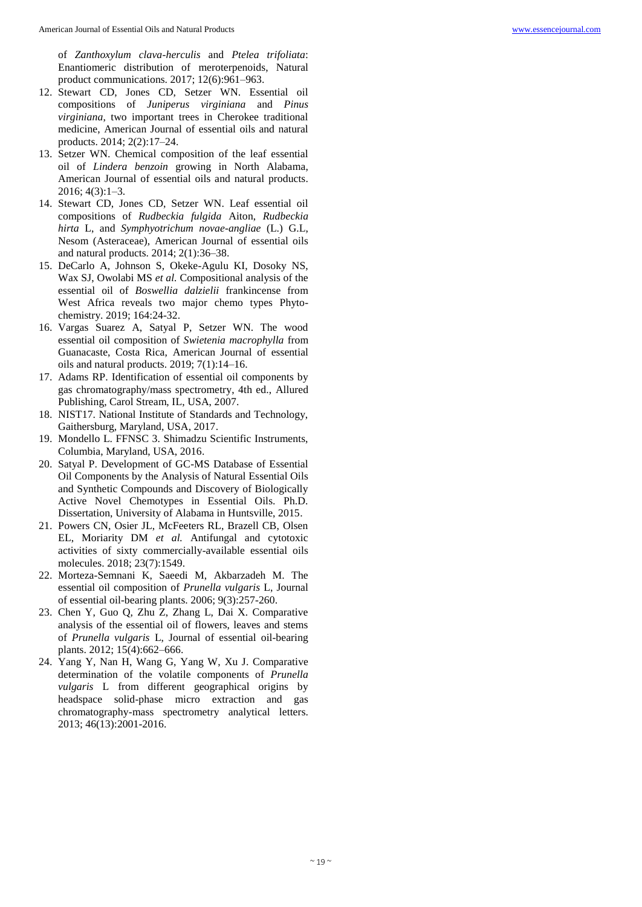of *Zanthoxylum clava-herculis* and *Ptelea trifoliata*: Enantiomeric distribution of meroterpenoids, Natural product communications. 2017; 12(6):961–963.

12. Stewart CD, Jones CD, Setzer WN. Essential oil compositions of *Juniperus virginiana* and *Pinus virginiana*, two important trees in Cherokee traditional medicine, American Journal of essential oils and natural products. 2014; 2(2):17–24.
13. Setzer WN. Chemical composition of the leaf essential oil of *Lindera benzoin* growing in North Alabama, American Journal of essential oils and natural products. 2016; 4(3):1–3.
14. Stewart CD, Jones CD, Setzer WN. Leaf essential oil compositions of *Rudbeckia fulgida* Aiton, *Rudbeckia hirta* L, and *Symphyotrichum novae-angliae* (L.) G.L, Nesom (Asteraceae), American Journal of essential oils and natural products. 2014; 2(1):36–38.
15. DeCarlo A, Johnson S, Okeke-Agulu KI, Dosoky NS, Wax SJ, Owolabi MS *et al.* Compositional analysis of the essential oil of *Boswellia dalzielii* frankincense from West Africa reveals two major chemo types Phyto-chemistry. 2019; 164:24-32.
16. Vargas Suarez A, Satyal P, Setzer WN. The wood essential oil composition of *Swietenia macrophylla* from Guanacaste, Costa Rica, American Journal of essential oils and natural products. 2019; 7(1):14–16.
17. Adams RP. Identification of essential oil components by gas chromatography/mass spectrometry, 4th ed., Allured Publishing, Carol Stream, IL, USA, 2007.
18. NIST17. National Institute of Standards and Technology, Gaithersburg, Maryland, USA, 2017.
19. Mondello L. FFNSC 3. Shimadzu Scientific Instruments, Columbia, Maryland, USA, 2016.
20. Satyal P. Development of GC-MS Database of Essential Oil Components by the Analysis of Natural Essential Oils and Synthetic Compounds and Discovery of Biologically Active Novel Chemotypes in Essential Oils. Ph.D. Dissertation, University of Alabama in Huntsville, 2015.
21. Powers CN, Osier JL, McFeeters RL, Brazell CB, Olsen EL, Moriarity DM *et al.* Antifungal and cytotoxic activities of sixty commercially-available essential oils molecules. 2018; 23(7):1549.
22. Morteza-Semnani K, Saeedi M, Akbarzadeh M. The essential oil composition of *Prunella vulgaris* L, Journal of essential oil-bearing plants. 2006; 9(3):257-260.
23. Chen Y, Guo Q, Zhu Z, Zhang L, Dai X. Comparative analysis of the essential oil of flowers, leaves and stems of *Prunella vulgaris* L, Journal of essential oil-bearing plants. 2012; 15(4):662–666.
24. Yang Y, Nan H, Wang G, Yang W, Xu J. Comparative determination of the volatile components of *Prunella vulgaris* L from different geographical origins by headspace solid-phase micro extraction and gas chromatography-mass spectrometry analytical letters. 2013; 46(13):2001-2016.